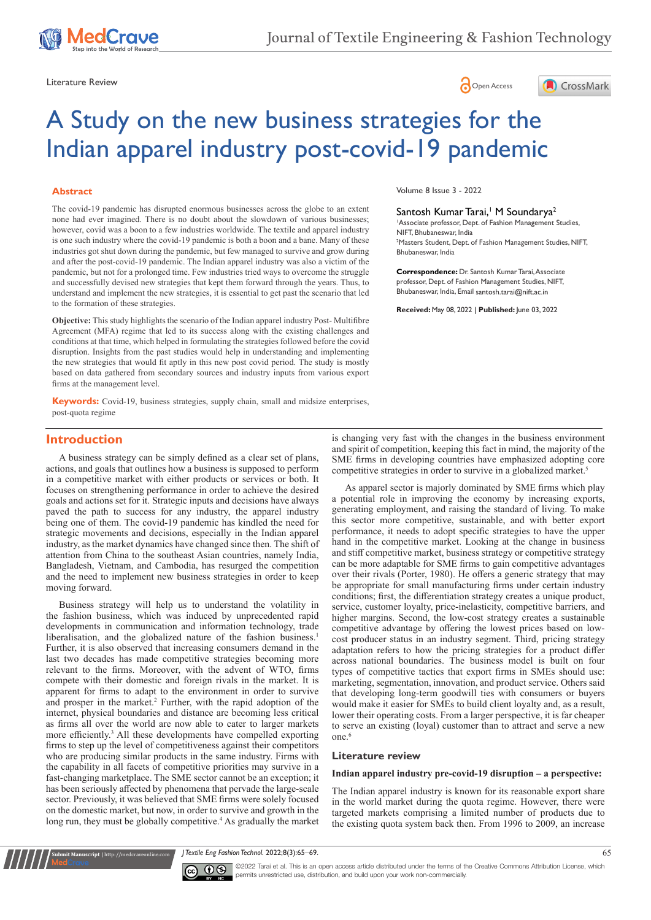Literature Review

# A Study on the new business strategies for the Indian apparel industry post-covid-19 pandemic

Santosh Kumar Tarai,[1] M Soundarya[2]

[1]Associate professor, Dept. of Fashion Management Studies, NIFT, Bhubaneswar, India

[2]Masters Student, Dept. of Fashion Management Studies, NIFT, Bhubaneswar, India

**Correspondence:** Dr. Santosh Kumar Tarai, Associate professor, Dept. of Fashion Management Studies, NIFT, Bhubaneswar, India, Email santosh.tarai@nift.ac.in

**Received:** May 08, 2022 | **Published:** June 03, 2022

## Abstract

The covid-19 pandemic has disrupted enormous businesses across the globe to an extent none had ever imagined. There is no doubt about the slowdown of various businesses; however, covid was a boon to a few industries worldwide. The textile and apparel industry is one such industry where the covid-19 pandemic is both a boon and a bane. Many of these industries got shut down during the pandemic, but few managed to survive and grow during and after the post-covid-19 pandemic. The Indian apparel industry was also a victim of the pandemic, but not for a prolonged time. Few industries tried ways to overcome the struggle and successfully devised new strategies that kept them forward through the years. Thus, to understand and implement the new strategies, it is essential to get past the scenario that led to the formation of these strategies.

**Objective:** This study highlights the scenario of the Indian apparel industry Post- Multifibre Agreement (MFA) regime that led to its success along with the existing challenges and conditions at that time, which helped in formulating the strategies followed before the covid disruption. Insights from the past studies would help in understanding and implementing the new strategies that would fit aptly in this new post covid period. The study is mostly based on data gathered from secondary sources and industry inputs from various export firms at the management level.

**Keywords:** Covid-19, business strategies, supply chain, small and midsize enterprises, post-quota regime

## Introduction

A business strategy can be simply defined as a clear set of plans, actions, and goals that outlines how a business is supposed to perform in a competitive market with either products or services or both. It focuses on strengthening performance in order to achieve the desired goals and actions set for it. Strategic inputs and decisions have always paved the path to success for any industry, the apparel industry being one of them. The covid-19 pandemic has kindled the need for strategic movements and decisions, especially in the Indian apparel industry, as the market dynamics have changed since then. The shift of attention from China to the southeast Asian countries, namely India, Bangladesh, Vietnam, and Cambodia, has resurged the competition and the need to implement new business strategies in order to keep moving forward.

Business strategy will help us to understand the volatility in the fashion business, which was induced by unprecedented rapid developments in communication and information technology, trade liberalisation, and the globalized nature of the fashion business.[1] Further, it is also observed that increasing consumers demand in the last two decades has made competitive strategies becoming more relevant to the firms. Moreover, with the advent of WTO, firms compete with their domestic and foreign rivals in the market. It is apparent for firms to adapt to the environment in order to survive and prosper in the market.[2] Further, with the rapid adoption of the internet, physical boundaries and distance are becoming less critical as firms all over the world are now able to cater to larger markets more efficiently.[3] All these developments have compelled exporting firms to step up the level of competitiveness against their competitors who are producing similar products in the same industry. Firms with the capability in all facets of competitive priorities may survive in a fast-changing marketplace. The SME sector cannot be an exception; it has been seriously affected by phenomena that pervade the large-scale sector. Previously, it was believed that SME firms were solely focused on the domestic market, but now, in order to survive and growth in the long run, they must be globally competitive.[4] As gradually the market is changing very fast with the changes in the business environment and spirit of competition, keeping this fact in mind, the majority of the SME firms in developing countries have emphasized adopting core competitive strategies in order to survive in a globalized market.[5]

As apparel sector is majorly dominated by SME firms which play a potential role in improving the economy by increasing exports, generating employment, and raising the standard of living. To make this sector more competitive, sustainable, and with better export performance, it needs to adopt specific strategies to have the upper hand in the competitive market. Looking at the change in business and stiff competitive market, business strategy or competitive strategy can be more adaptable for SME firms to gain competitive advantages over their rivals (Porter, 1980). He offers a generic strategy that may be appropriate for small manufacturing firms under certain industry conditions; first, the differentiation strategy creates a unique product, service, customer loyalty, price-inelasticity, competitive barriers, and higher margins. Second, the low-cost strategy creates a sustainable competitive advantage by offering the lowest prices based on low-cost producer status in an industry segment. Third, pricing strategy adaptation refers to how the pricing strategies for a product differ across national boundaries. The business model is built on four types of competitive tactics that export firms in SMEs should use: marketing, segmentation, innovation, and product service. Others said that developing long-term goodwill ties with consumers or buyers would make it easier for SMEs to build client loyalty and, as a result, lower their operating costs. From a larger perspective, it is far cheaper to serve an existing (loyal) customer than to attract and serve a new one.[6]

## Literature review

### Indian apparel industry pre-covid-19 disruption – a perspective:

The Indian apparel industry is known for its reasonable export share in the world market during the quota regime. However, there were targeted markets comprising a limited number of products due to the existing quota system back then. From 1996 to 2009, an increase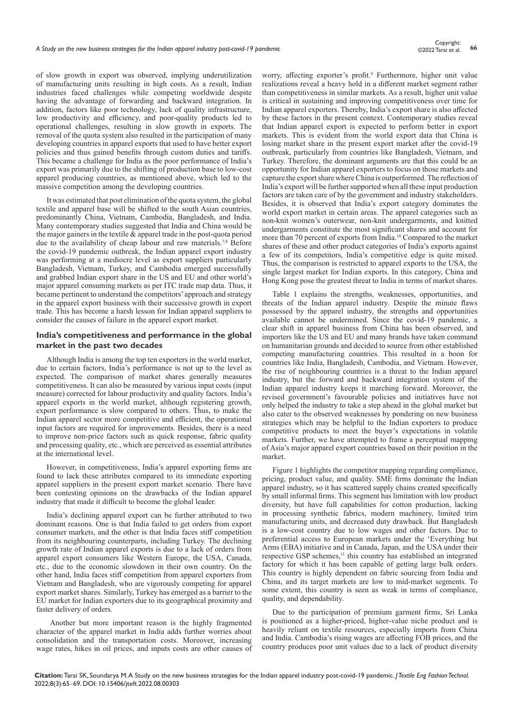of slow growth in export was observed, implying underutilization of manufacturing units resulting in high costs. As a result, Indian industries faced challenges while competing worldwide despite having the advantage of forwarding and backward integration. In addition, factors like poor technology, lack of quality infrastructure, low productivity and efficiency, and poor-quality products led to operational challenges, resulting in slow growth in exports. The removal of the quota system also resulted in the participation of many developing countries in apparel exports that used to have better export policies and thus gained benefits through custom duties and tariffs. This became a challenge for India as the poor performance of India's export was primarily due to the shifting of production base to low-cost apparel producing countries, as mentioned above, which led to the massive competition among the developing countries.

It was estimated that post elimination of the quota system, the global textile and apparel base will be shifted to the south Asian countries, predominantly China, Vietnam, Cambodia, Bangladesh, and India. Many contemporary studies suggested that India and China would be the major gainers in the textile & apparel trade in the post-quota period due to the availability of cheap labour and raw materials.[7,8] Before the covid-19 pandemic outbreak, the Indian apparel export industry was performing at a mediocre level as export suppliers particularly Bangladesh, Vietnam, Turkey, and Cambodia emerged successfully and grabbed Indian export share in the US and EU and other world's major apparel consuming markets as per ITC trade map data. Thus, it became pertinent to understand the competitors' approach and strategy in the apparel export business with their successive growth in export trade. This has become a harsh lesson for Indian apparel suppliers to consider the causes of failure in the apparel export market.

## India's competitiveness and performance in the global market in the past two decades

Although India is among the top ten exporters in the world market, due to certain factors, India's performance is not up to the level as expected. The comparison of market shares generally measures competitiveness. It can also be measured by various input costs (input measure) corrected for labour productivity and quality factors. India's apparel exports in the world market, although registering growth, export performance is slow compared to others. Thus, to make the Indian apparel sector more competitive and efficient, the operational input factors are required for improvements. Besides, there is a need to improve non-price factors such as quick response, fabric quality and processing quality, etc., which are perceived as essential attributes at the international level.

However, in competitiveness, India's apparel exporting firms are found to lack these attributes compared to its immediate exporting apparel suppliers in the present export market scenario. There have been contesting opinions on the drawbacks of the Indian apparel industry that made it difficult to become the global leader.

India's declining apparel export can be further attributed to two dominant reasons. One is that India failed to get orders from export consumer markets, and the other is that India faces stiff competition from its neighbouring counterparts, including Turkey. The declining growth rate of Indian apparel exports is due to a lack of orders from apparel export consumers like Western Europe, the USA, Canada, etc., due to the economic slowdown in their own country. On the other hand, India faces stiff competition from apparel exporters from Vietnam and Bangladesh, who are vigorously competing for apparel export market shares. Similarly, Turkey has emerged as a barrier to the EU market for Indian exporters due to its geographical proximity and faster delivery of orders.

Another but more important reason is the highly fragmented character of the apparel market in India adds further worries about consolidation and the transportation costs. Moreover, increasing wage rates, hikes in oil prices, and inputs costs are other causes of worry, affecting exporter's profit.[9] Furthermore, higher unit value realizations reveal a heavy hold in a different market segment rather than competitiveness in similar markets. As a result, higher unit value is critical in sustaining and improving competitiveness over time for Indian apparel exporters. Thereby, India's export share is also affected by these factors in the present context. Contemporary studies reveal that Indian apparel export is expected to perform better in export markets. This is evident from the world export data that China is losing market share in the present export market after the covid-19 outbreak, particularly from countries like Bangladesh, Vietnam, and Turkey. Therefore, the dominant arguments are that this could be an opportunity for Indian apparel exporters to focus on those markets and capture the export share where China is outperformed. The reflection of India's export will be further supported when all these input production factors are taken care of by the government and industry stakeholders. Besides, it is observed that India's export category dominates the world export market in certain areas. The apparel categories such as non-knit women's outerwear, non-knit undergarments, and knitted undergarments constitute the most significant shares and account for more than 70 percent of exports from India.[10] Compared to the market shares of these and other product categories of India's exports against a few of its competitors, India's competitive edge is quite mixed. Thus, the comparison is restricted to apparel exports to the USA, the single largest market for Indian exports. In this category, China and Hong Kong pose the greatest threat to India in terms of market shares.

Table 1 explains the strengths, weaknesses, opportunities, and threats of the Indian apparel industry. Despite the minute flaws possessed by the apparel industry, the strengths and opportunities available cannot be undermined. Since the covid-19 pandemic, a clear shift in apparel business from China has been observed, and importers like the US and EU and many brands have taken command on humanitarian grounds and decided to source from other established competing manufacturing countries. This resulted in a boon for countries like India, Bangladesh, Cambodia, and Vietnam. However, the rise of neighbouring countries is a threat to the Indian apparel industry, but the forward and backward integration system of the Indian apparel industry keeps it marching forward. Moreover, the revised government's favourable policies and initiatives have not only helped the industry to take a step ahead in the global market but also cater to the observed weaknesses by pondering on new business strategies which may be helpful to the Indian exporters to produce competitive products to meet the buyer's expectations in volatile markets. Further, we have attempted to frame a perceptual mapping of Asia's major apparel export countries based on their position in the market.

Figure 1 highlights the competitor mapping regarding compliance, pricing, product value, and quality. SME firms dominate the Indian apparel industry, so it has scattered supply chains created specifically by small informal firms. This segment has limitation with low product diversity, but have full capabilities for cotton production, lacking in processing synthetic fabrics, modern machinery, limited trim manufacturing units, and decreased duty drawback. But Bangladesh is a low-cost country due to low wages and other factors. Due to preferential access to European markets under the 'Everything but Arms (EBA) initiative and in Canada, Japan, and the USA under their respective GSP schemes,[11] this country has established an integrated factory for which it has been capable of getting large bulk orders. This country is highly dependent on fabric sourcing from India and China, and its target markets are low to mid-market segments. To some extent, this country is seen as weak in terms of compliance, quality, and dependability.

Due to the participation of premium garment firms, Sri Lanka is positioned as a higher-priced, higher-value niche product and is heavily reliant on textile resources, especially imports from China and India. Cambodia's rising wages are affecting FOB prices, and the country produces poor unit values due to a lack of product diversity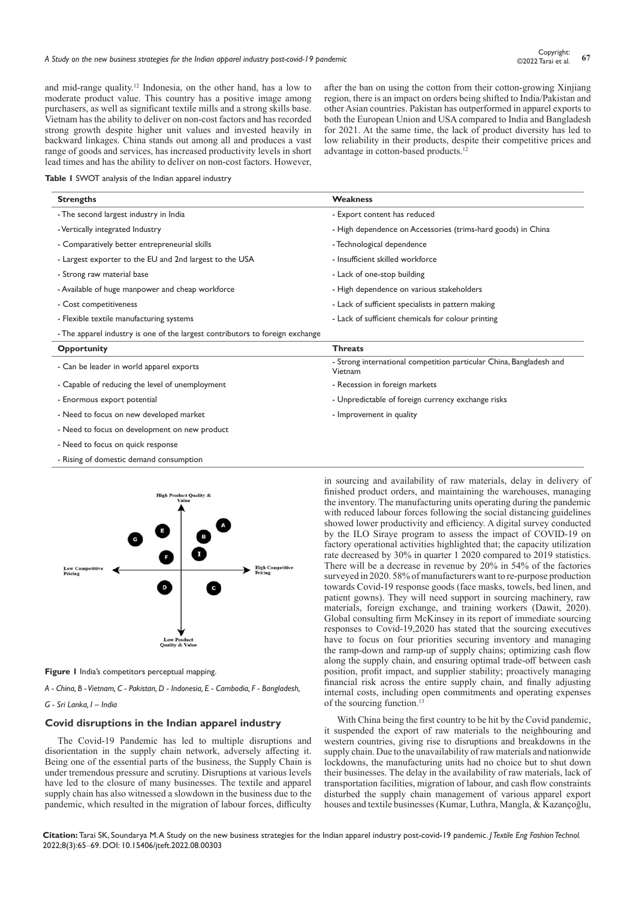and mid-range quality.[12] Indonesia, on the other hand, has a low to moderate product value. This country has a positive image among purchasers, as well as significant textile mills and a strong skills base. Vietnam has the ability to deliver on non-cost factors and has recorded strong growth despite higher unit values and invested heavily in backward linkages. China stands out among all and produces a vast range of goods and services, has increased productivity levels in short lead times and has the ability to deliver on non-cost factors. However, after the ban on using the cotton from their cotton-growing Xinjiang region, there is an impact on orders being shifted to India/Pakistan and other Asian countries. Pakistan has outperformed in apparel exports to both the European Union and USA compared to India and Bangladesh for 2021. At the same time, the lack of product diversity has led to low reliability in their products, despite their competitive prices and advantage in cotton-based products.[12]

**Table 1** SWOT analysis of the Indian apparel industry

| **Strengths** | **Weakness** |
|---|---|
| - The second largest industry in India | - Export content has reduced |
| - Vertically integrated Industry | - High dependence on Accessories (trims-hard goods) in China |
| - Comparatively better entrepreneurial skills | - Technological dependence |
| - Largest exporter to the EU and 2nd largest to the USA | - Insufficient skilled workforce |
| - Strong raw material base | - Lack of one-stop building |
| - Available of huge manpower and cheap workforce | - High dependence on various stakeholders |
| - Cost competitiveness | - Lack of sufficient specialists in pattern making |
| - Flexible textile manufacturing systems | - Lack of sufficient chemicals for colour printing |
| - The apparel industry is one of the largest contributors to foreign exchange | |
| **Opportunity** | **Threats** |
| - Can be leader in world apparel exports | - Strong international competition particular China, Bangladesh and Vietnam |
| - Capable of reducing the level of unemployment | - Recession in foreign markets |
| - Enormous export potential | - Unpredictable of foreign currency exchange risks |
| - Need to focus on new developed market | - Improvement in quality |
| - Need to focus on development on new product | |
| - Need to focus on quick response | |
| - Rising of domestic demand consumption | |

**Figure 1** India's competitors perceptual mapping.

*A - China, B - Vietnam, C - Pakistan, D - Indonesia, E - Cambodia, F - Bangladesh,*

*G - Sri Lanka, I – India*

## Covid disruptions in the Indian apparel industry

The Covid-19 Pandemic has led to multiple disruptions and disorientation in the supply chain network, adversely affecting it. Being one of the essential parts of the business, the Supply Chain is under tremendous pressure and scrutiny. Disruptions at various levels have led to the closure of many businesses. The textile and apparel supply chain has also witnessed a slowdown in the business due to the pandemic, which resulted in the migration of labour forces, difficulty in sourcing and availability of raw materials, delay in delivery of finished product orders, and maintaining the warehouses, managing the inventory. The manufacturing units operating during the pandemic with reduced labour forces following the social distancing guidelines showed lower productivity and efficiency. A digital survey conducted by the ILO Siraye program to assess the impact of COVID-19 on factory operational activities highlighted that; the capacity utilization rate decreased by 30% in quarter 1 2020 compared to 2019 statistics. There will be a decrease in revenue by 20% in 54% of the factories surveyed in 2020. 58% of manufacturers want to re-purpose production towards Covid-19 response goods (face masks, towels, bed linen, and patient gowns). They will need support in sourcing machinery, raw materials, foreign exchange, and training workers (Dawit, 2020). Global consulting firm McKinsey in its report of immediate sourcing responses to Covid-19,2020 has stated that the sourcing executives have to focus on four priorities securing inventory and managing the ramp-down and ramp-up of supply chains; optimizing cash flow along the supply chain, and ensuring optimal trade-off between cash position, profit impact, and supplier stability; proactively managing financial risk across the entire supply chain, and finally adjusting internal costs, including open commitments and operating expenses of the sourcing function.[13]

With China being the first country to be hit by the Covid pandemic, it suspended the export of raw materials to the neighbouring and western countries, giving rise to disruptions and breakdowns in the supply chain. Due to the unavailability of raw materials and nationwide lockdowns, the manufacturing units had no choice but to shut down their businesses. The delay in the availability of raw materials, lack of transportation facilities, migration of labour, and cash flow constraints disturbed the supply chain management of various apparel export houses and textile businesses (Kumar, Luthra, Mangla, & Kazançoğlu,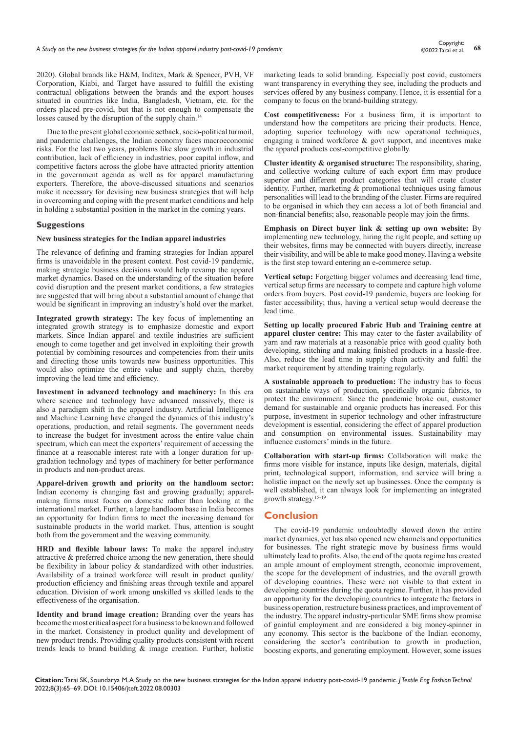2020). Global brands like H&M, Inditex, Mark & Spencer, PVH, VF Corporation, Kiabi, and Target have assured to fulfill the existing contractual obligations between the brands and the export houses situated in countries like India, Bangladesh, Vietnam, etc. for the orders placed pre-covid, but that is not enough to compensate the losses caused by the disruption of the supply chain.[14]

Due to the present global economic setback, socio-political turmoil, and pandemic challenges, the Indian economy faces macroeconomic risks. For the last two years, problems like slow growth in industrial contribution, lack of efficiency in industries, poor capital inflow, and competitive factors across the globe have attracted priority attention in the government agenda as well as for apparel manufacturing exporters. Therefore, the above-discussed situations and scenarios make it necessary for devising new business strategies that will help in overcoming and coping with the present market conditions and help in holding a substantial position in the market in the coming years.

## Suggestions

### New business strategies for the Indian apparel industries

The relevance of defining and framing strategies for Indian apparel firms is unavoidable in the present context. Post covid-19 pandemic, making strategic business decisions would help revamp the apparel market dynamics. Based on the understanding of the situation before covid disruption and the present market conditions, a few strategies are suggested that will bring about a substantial amount of change that would be significant in improving an industry's hold over the market.

**Integrated growth strategy:** The key focus of implementing an integrated growth strategy is to emphasize domestic and export markets. Since Indian apparel and textile industries are sufficient enough to come together and get involved in exploiting their growth potential by combining resources and competencies from their units and directing those units towards new business opportunities. This would also optimize the entire value and supply chain, thereby improving the lead time and efficiency.

**Investment in advanced technology and machinery:** In this era where science and technology have advanced massively, there is also a paradigm shift in the apparel industry. Artificial Intelligence and Machine Learning have changed the dynamics of this industry's operations, production, and retail segments. The government needs to increase the budget for investment across the entire value chain spectrum, which can meet the exporters' requirement of accessing the finance at a reasonable interest rate with a longer duration for up-gradation technology and types of machinery for better performance in products and non-product areas.

**Apparel-driven growth and priority on the handloom sector:** Indian economy is changing fast and growing gradually; apparel-making firms must focus on domestic rather than looking at the international market. Further, a large handloom base in India becomes an opportunity for Indian firms to meet the increasing demand for sustainable products in the world market. Thus, attention is sought both from the government and the weaving community.

**HRD and flexible labour laws:** To make the apparel industry attractive & preferred choice among the new generation, there should be flexibility in labour policy & standardized with other industries. Availability of a trained workforce will result in product quality/production efficiency and finishing areas through textile and apparel education. Division of work among unskilled vs skilled leads to the effectiveness of the organisation.

**Identity and brand image creation:** Branding over the years has become the most critical aspect for a business to be known and followed in the market. Consistency in product quality and development of new product trends. Providing quality products consistent with recent trends leads to brand building & image creation. Further, holistic marketing leads to solid branding. Especially post covid, customers want transparency in everything they see, including the products and services offered by any business company. Hence, it is essential for a company to focus on the brand-building strategy.

**Cost competitiveness:** For a business firm, it is important to understand how the competitors are pricing their products. Hence, adopting superior technology with new operational techniques, engaging a trained workforce & govt support, and incentives make the apparel products cost-competitive globally.

**Cluster identity & organised structure:** The responsibility, sharing, and collective working culture of each export firm may produce superior and different product categories that will create cluster identity. Further, marketing & promotional techniques using famous personalities will lead to the branding of the cluster. Firms are required to be organised in which they can access a lot of both financial and non-financial benefits; also, reasonable people may join the firms.

**Emphasis on Direct buyer link & setting up own website:** By implementing new technology, hiring the right people, and setting up their websites, firms may be connected with buyers directly, increase their visibility, and will be able to make good money. Having a website is the first step toward entering an e-commerce setup.

**Vertical setup:** Forgetting bigger volumes and decreasing lead time, vertical setup firms are necessary to compete and capture high volume orders from buyers. Post covid-19 pandemic, buyers are looking for faster accessibility; thus, having a vertical setup would decrease the lead time.

**Setting up locally procured Fabric Hub and Training centre at apparel cluster centre:** This may cater to the faster availability of yarn and raw materials at a reasonable price with good quality both developing, stitching and making finished products in a hassle-free. Also, reduce the lead time in supply chain activity and fulfil the market requirement by attending training regularly.

**A sustainable approach to production:** The industry has to focus on sustainable ways of production, specifically organic fabrics, to protect the environment. Since the pandemic broke out, customer demand for sustainable and organic products has increased. For this purpose, investment in superior technology and other infrastructure development is essential, considering the effect of apparel production and consumption on environmental issues. Sustainability may influence customers' minds in the future.

**Collaboration with start-up firms:** Collaboration will make the firms more visible for instance, inputs like design, materials, digital print, technological support, information, and service will bring a holistic impact on the newly set up businesses. Once the company is well established, it can always look for implementing an integrated growth strategy.[15–19]

## Conclusion

The covid-19 pandemic undoubtedly slowed down the entire market dynamics, yet has also opened new channels and opportunities for businesses. The right strategic move by business firms would ultimately lead to profits. Also, the end of the quota regime has created an ample amount of employment strength, economic improvement, the scope for the development of industries, and the overall growth of developing countries. These were not visible to that extent in developing countries during the quota regime. Further, it has provided an opportunity for the developing countries to integrate the factors in business operation, restructure business practices, and improvement of the industry. The apparel industry-particular SME firms show promise of gainful employment and are considered a big money-spinner in any economy. This sector is the backbone of the Indian economy, considering the sector's contribution to growth in production, boosting exports, and generating employment. However, some issues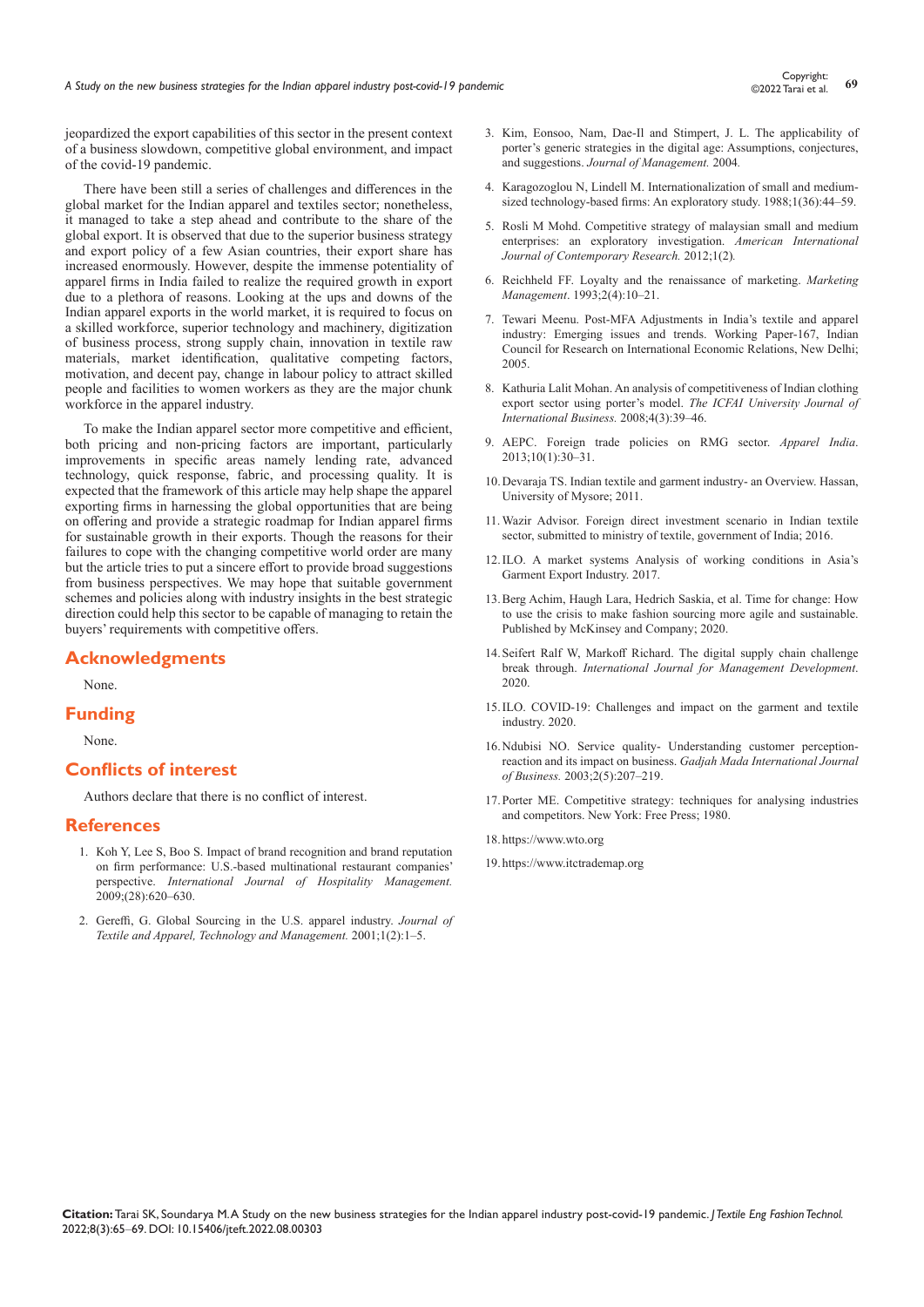jeopardized the export capabilities of this sector in the present context of a business slowdown, competitive global environment, and impact of the covid-19 pandemic.

There have been still a series of challenges and differences in the global market for the Indian apparel and textiles sector; nonetheless, it managed to take a step ahead and contribute to the share of the global export. It is observed that due to the superior business strategy and export policy of a few Asian countries, their export share has increased enormously. However, despite the immense potentiality of apparel firms in India failed to realize the required growth in export due to a plethora of reasons. Looking at the ups and downs of the Indian apparel exports in the world market, it is required to focus on a skilled workforce, superior technology and machinery, digitization of business process, strong supply chain, innovation in textile raw materials, market identification, qualitative competing factors, motivation, and decent pay, change in labour policy to attract skilled people and facilities to women workers as they are the major chunk workforce in the apparel industry.

To make the Indian apparel sector more competitive and efficient, both pricing and non-pricing factors are important, particularly improvements in specific areas namely lending rate, advanced technology, quick response, fabric, and processing quality. It is expected that the framework of this article may help shape the apparel exporting firms in harnessing the global opportunities that are being on offering and provide a strategic roadmap for Indian apparel firms for sustainable growth in their exports. Though the reasons for their failures to cope with the changing competitive world order are many but the article tries to put a sincere effort to provide broad suggestions from business perspectives. We may hope that suitable government schemes and policies along with industry insights in the best strategic direction could help this sector to be capable of managing to retain the buyers' requirements with competitive offers.

## Acknowledgments

None.

## Funding

None.

## Conflicts of interest

Authors declare that there is no conflict of interest.

## References

1. Koh Y, Lee S, Boo S. Impact of brand recognition and brand reputation on firm performance: U.S.-based multinational restaurant companies' perspective. *International Journal of Hospitality Management.* 2009;(28):620–630.
2. Gereffi, G. Global Sourcing in the U.S. apparel industry. *Journal of Textile and Apparel, Technology and Management.* 2001;1(2):1–5.
3. Kim, Eonsoo, Nam, Dae-Il and Stimpert, J. L. The applicability of porter's generic strategies in the digital age: Assumptions, conjectures, and suggestions. *Journal of Management.* 2004.
4. Karagozoglou N, Lindell M. Internationalization of small and medium-sized technology-based firms: An exploratory study. 1988;1(36):44–59.
5. Rosli M Mohd. Competitive strategy of malaysian small and medium enterprises: an exploratory investigation. *American International Journal of Contemporary Research.* 2012;1(2).
6. Reichheld FF. Loyalty and the renaissance of marketing. *Marketing Management*. 1993;2(4):10–21.
7. Tewari Meenu. Post-MFA Adjustments in India's textile and apparel industry: Emerging issues and trends. Working Paper-167, Indian Council for Research on International Economic Relations, New Delhi; 2005.
8. Kathuria Lalit Mohan. An analysis of competitiveness of Indian clothing export sector using porter's model. *The ICFAI University Journal of International Business.* 2008;4(3):39–46.
9. AEPC. Foreign trade policies on RMG sector. *Apparel India*. 2013;10(1):30–31.
10. Devaraja TS. Indian textile and garment industry- an Overview. Hassan, University of Mysore; 2011.
11. Wazir Advisor. Foreign direct investment scenario in Indian textile sector, submitted to ministry of textile, government of India; 2016.
12. ILO. A market systems Analysis of working conditions in Asia's Garment Export Industry. 2017.
13. Berg Achim, Haugh Lara, Hedrich Saskia, et al. Time for change: How to use the crisis to make fashion sourcing more agile and sustainable. Published by McKinsey and Company; 2020.
14. Seifert Ralf W, Markoff Richard. The digital supply chain challenge break through. *International Journal for Management Development*. 2020.
15. ILO. COVID-19: Challenges and impact on the garment and textile industry. 2020.
16. Ndubisi NO. Service quality- Understanding customer perception-reaction and its impact on business. *Gadjah Mada International Journal of Business.* 2003;2(5):207–219.
17. Porter ME. Competitive strategy: techniques for analysing industries and competitors. New York: Free Press; 1980.
18. https://www.wto.org
19. https://www.itctrademap.org

**Citation:** Tarai SK, Soundarya M. A Study on the new business strategies for the Indian apparel industry post-covid-19 pandemic. *J Textile Eng Fashion Technol.* 2022;8(3):65‒69. DOI: 10.15406/jteft.2022.08.00303